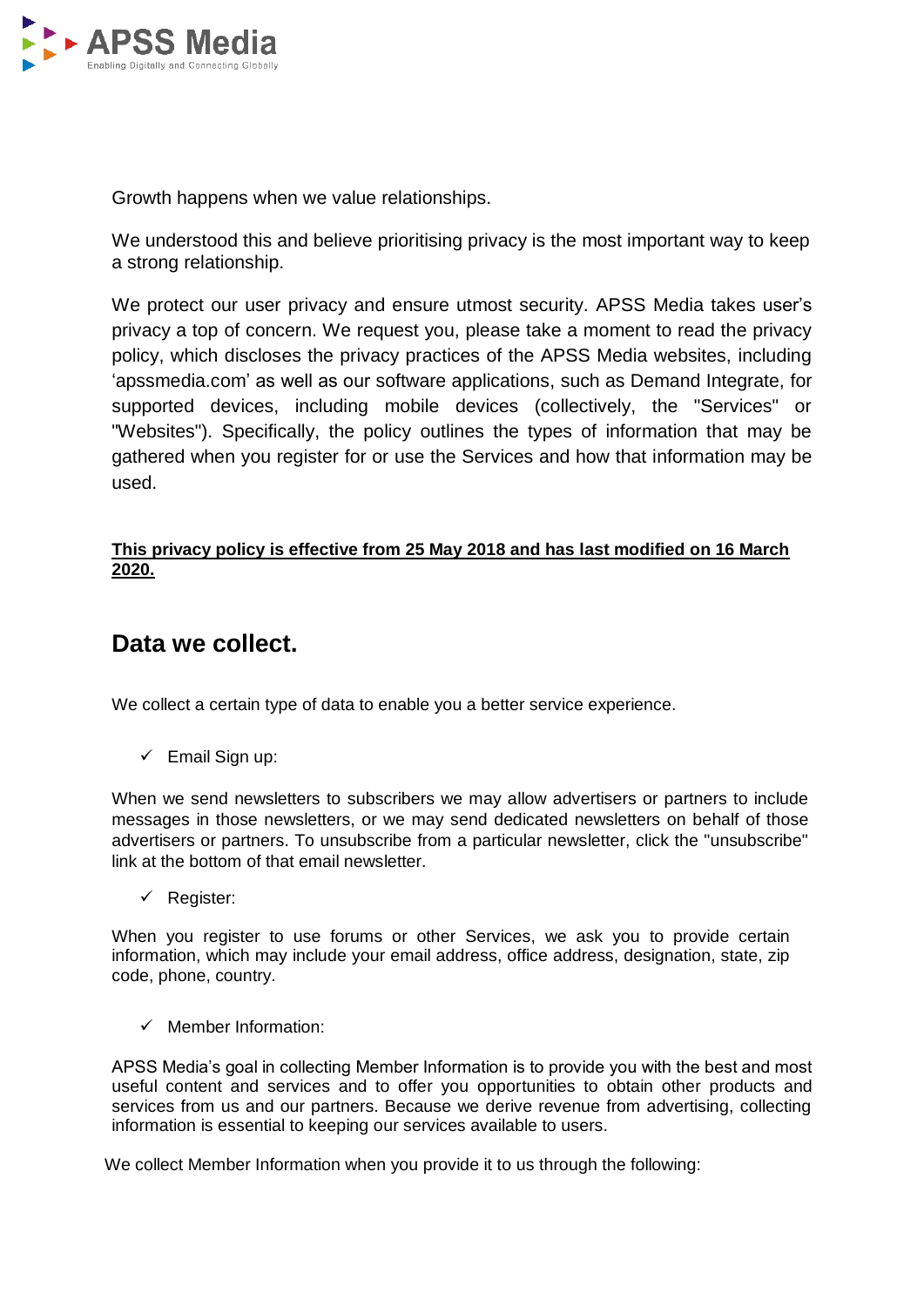APSS Media

Enabling Digitally and Connecting Globally

Growth happens when we value relationships.

We understood this and believe prioritising privacy is the most important way to keep a strong relationship.

We protect our user privacy and ensure utmost security. APSS Media takes user's privacy a top of concern. We request you, please take a moment to read the privacy policy, which discloses the privacy practices of the APSS Media websites, including 'apssmedia.com' as well as our software applications, such as Demand Integrate, for supported devices, including mobile devices (collectively, the "Services" or "Websites"). Specifically, the policy outlines the types of information that may be gathered when you register for or use the Services and how that information may be used.

**This privacy policy is effective from 25 May 2018 and has last modified on 16 March 2020.**

## Data we collect.

We collect a certain type of data to enable you a better service experience.

- ✓ Email Sign up:

When we send newsletters to subscribers we may allow advertisers or partners to include messages in those newsletters, or we may send dedicated newsletters on behalf of those advertisers or partners. To unsubscribe from a particular newsletter, click the "unsubscribe" link at the bottom of that email newsletter.

- ✓ Register:

When you register to use forums or other Services, we ask you to provide certain information, which may include your email address, office address, designation, state, zip code, phone, country.

- ✓ Member Information:

APSS Media's goal in collecting Member Information is to provide you with the best and most useful content and services and to offer you opportunities to obtain other products and services from us and our partners. Because we derive revenue from advertising, collecting information is essential to keeping our services available to users.

We collect Member Information when you provide it to us through the following: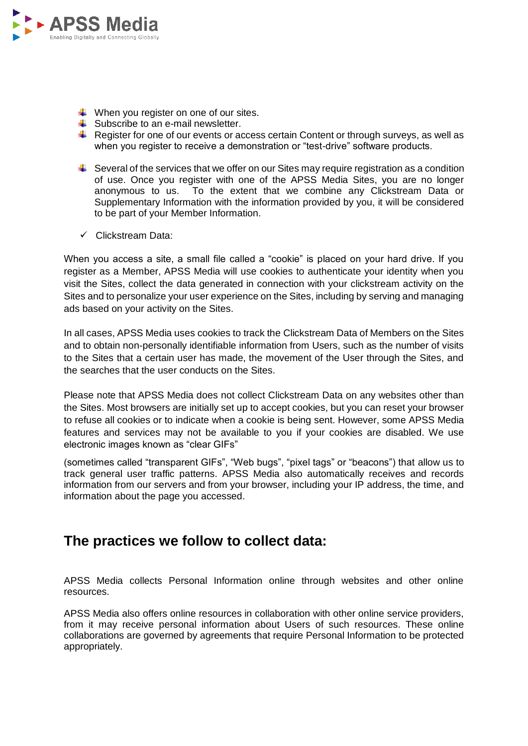- When you register on one of our sites.
- Subscribe to an e-mail newsletter.
- Register for one of our events or access certain Content or through surveys, as well as when you register to receive a demonstration or "test-drive" software products.

- Several of the services that we offer on our Sites may require registration as a condition of use. Once you register with one of the APSS Media Sites, you are no longer anonymous to us. To the extent that we combine any Clickstream Data or Supplementary Information with the information provided by you, it will be considered to be part of your Member Information.

- ✓ Clickstream Data:

When you access a site, a small file called a "cookie" is placed on your hard drive. If you register as a Member, APSS Media will use cookies to authenticate your identity when you visit the Sites, collect the data generated in connection with your clickstream activity on the Sites and to personalize your user experience on the Sites, including by serving and managing ads based on your activity on the Sites.

In all cases, APSS Media uses cookies to track the Clickstream Data of Members on the Sites and to obtain non-personally identifiable information from Users, such as the number of visits to the Sites that a certain user has made, the movement of the User through the Sites, and the searches that the user conducts on the Sites.

Please note that APSS Media does not collect Clickstream Data on any websites other than the Sites. Most browsers are initially set up to accept cookies, but you can reset your browser to refuse all cookies or to indicate when a cookie is being sent. However, some APSS Media features and services may not be available to you if your cookies are disabled. We use electronic images known as "clear GIFs"

(sometimes called "transparent GIFs", "Web bugs", "pixel tags" or "beacons") that allow us to track general user traffic patterns. APSS Media also automatically receives and records information from our servers and from your browser, including your IP address, the time, and information about the page you accessed.

## The practices we follow to collect data:

APSS Media collects Personal Information online through websites and other online resources.

APSS Media also offers online resources in collaboration with other online service providers, from it may receive personal information about Users of such resources. These online collaborations are governed by agreements that require Personal Information to be protected appropriately.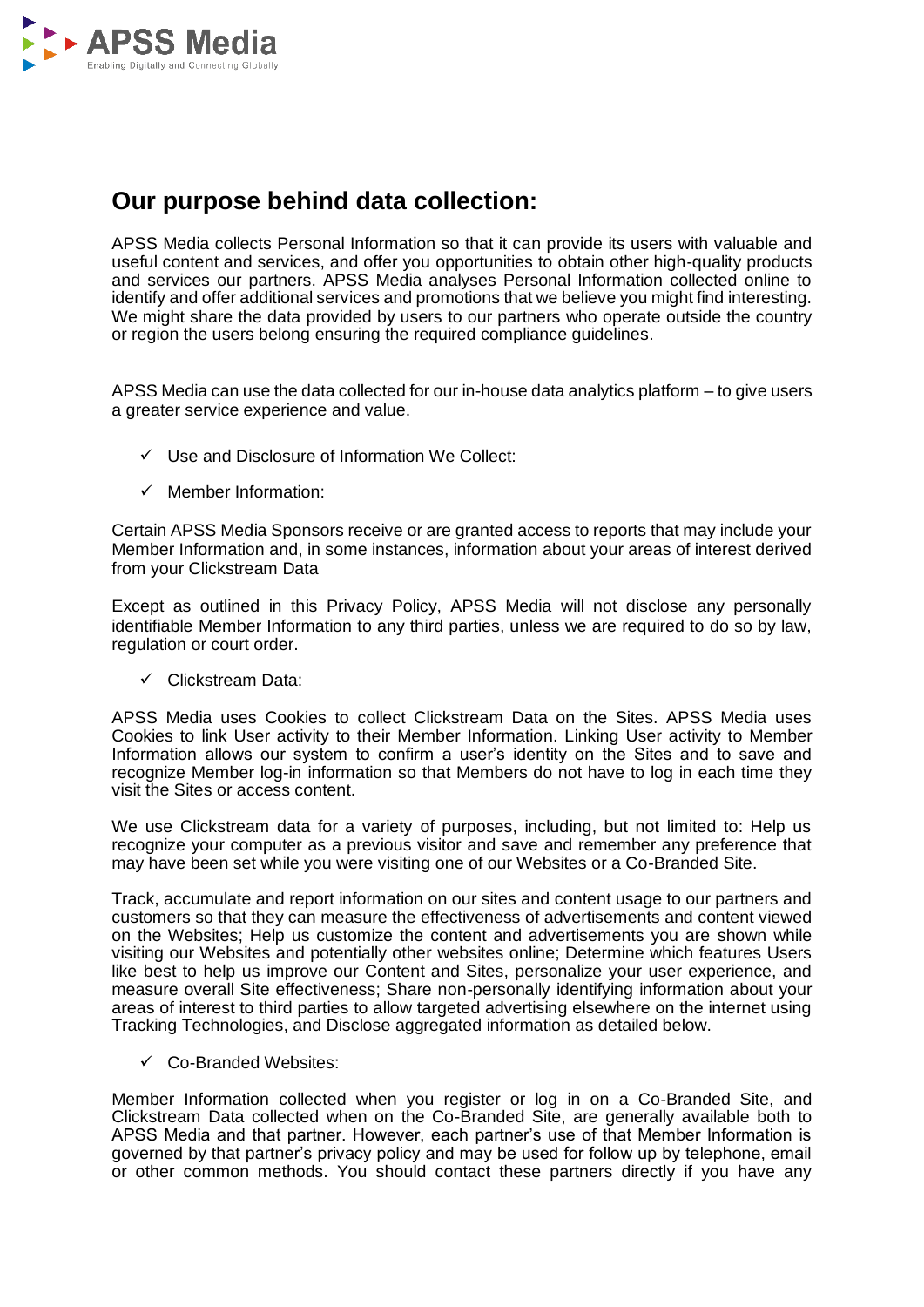## Our purpose behind data collection:

APSS Media collects Personal Information so that it can provide its users with valuable and useful content and services, and offer you opportunities to obtain other high-quality products and services our partners. APSS Media analyses Personal Information collected online to identify and offer additional services and promotions that we believe you might find interesting. We might share the data provided by users to our partners who operate outside the country or region the users belong ensuring the required compliance guidelines.

APSS Media can use the data collected for our in-house data analytics platform – to give users a greater service experience and value.

- ✓ Use and Disclosure of Information We Collect:
- ✓ Member Information:

Certain APSS Media Sponsors receive or are granted access to reports that may include your Member Information and, in some instances, information about your areas of interest derived from your Clickstream Data

Except as outlined in this Privacy Policy, APSS Media will not disclose any personally identifiable Member Information to any third parties, unless we are required to do so by law, regulation or court order.

- ✓ Clickstream Data:

APSS Media uses Cookies to collect Clickstream Data on the Sites. APSS Media uses Cookies to link User activity to their Member Information. Linking User activity to Member Information allows our system to confirm a user's identity on the Sites and to save and recognize Member log-in information so that Members do not have to log in each time they visit the Sites or access content.

We use Clickstream data for a variety of purposes, including, but not limited to: Help us recognize your computer as a previous visitor and save and remember any preference that may have been set while you were visiting one of our Websites or a Co-Branded Site.

Track, accumulate and report information on our sites and content usage to our partners and customers so that they can measure the effectiveness of advertisements and content viewed on the Websites; Help us customize the content and advertisements you are shown while visiting our Websites and potentially other websites online; Determine which features Users like best to help us improve our Content and Sites, personalize your user experience, and measure overall Site effectiveness; Share non-personally identifying information about your areas of interest to third parties to allow targeted advertising elsewhere on the internet using Tracking Technologies, and Disclose aggregated information as detailed below.

- ✓ Co-Branded Websites:

Member Information collected when you register or log in on a Co-Branded Site, and Clickstream Data collected when on the Co-Branded Site, are generally available both to APSS Media and that partner. However, each partner's use of that Member Information is governed by that partner's privacy policy and may be used for follow up by telephone, email or other common methods. You should contact these partners directly if you have any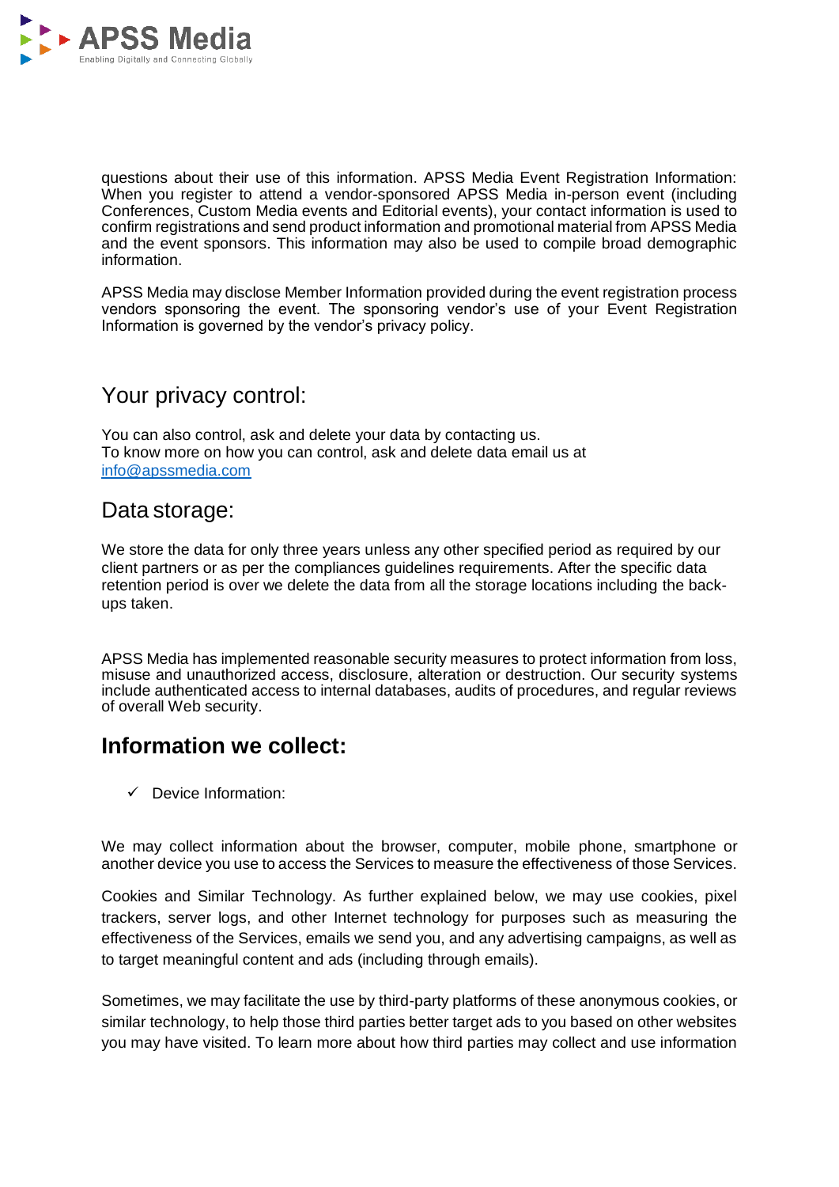questions about their use of this information. APSS Media Event Registration Information: When you register to attend a vendor-sponsored APSS Media in-person event (including Conferences, Custom Media events and Editorial events), your contact information is used to confirm registrations and send product information and promotional material from APSS Media and the event sponsors. This information may also be used to compile broad demographic information.

APSS Media may disclose Member Information provided during the event registration process vendors sponsoring the event. The sponsoring vendor's use of your Event Registration Information is governed by the vendor's privacy policy.

## Your privacy control:

You can also control, ask and delete your data by contacting us.
To know more on how you can control, ask and delete data email us at [info@apssmedia.com](mailto:info@apssmedia.com)

## Data storage:

We store the data for only three years unless any other specified period as required by our client partners or as per the compliances guidelines requirements. After the specific data retention period is over we delete the data from all the storage locations including the back-ups taken.

APSS Media has implemented reasonable security measures to protect information from loss, misuse and unauthorized access, disclosure, alteration or destruction. Our security systems include authenticated access to internal databases, audits of procedures, and regular reviews of overall Web security.

## **Information we collect:**

- ✓ Device Information:

We may collect information about the browser, computer, mobile phone, smartphone or another device you use to access the Services to measure the effectiveness of those Services.

Cookies and Similar Technology. As further explained below, we may use cookies, pixel trackers, server logs, and other Internet technology for purposes such as measuring the effectiveness of the Services, emails we send you, and any advertising campaigns, as well as to target meaningful content and ads (including through emails).

Sometimes, we may facilitate the use by third-party platforms of these anonymous cookies, or similar technology, to help those third parties better target ads to you based on other websites you may have visited. To learn more about how third parties may collect and use information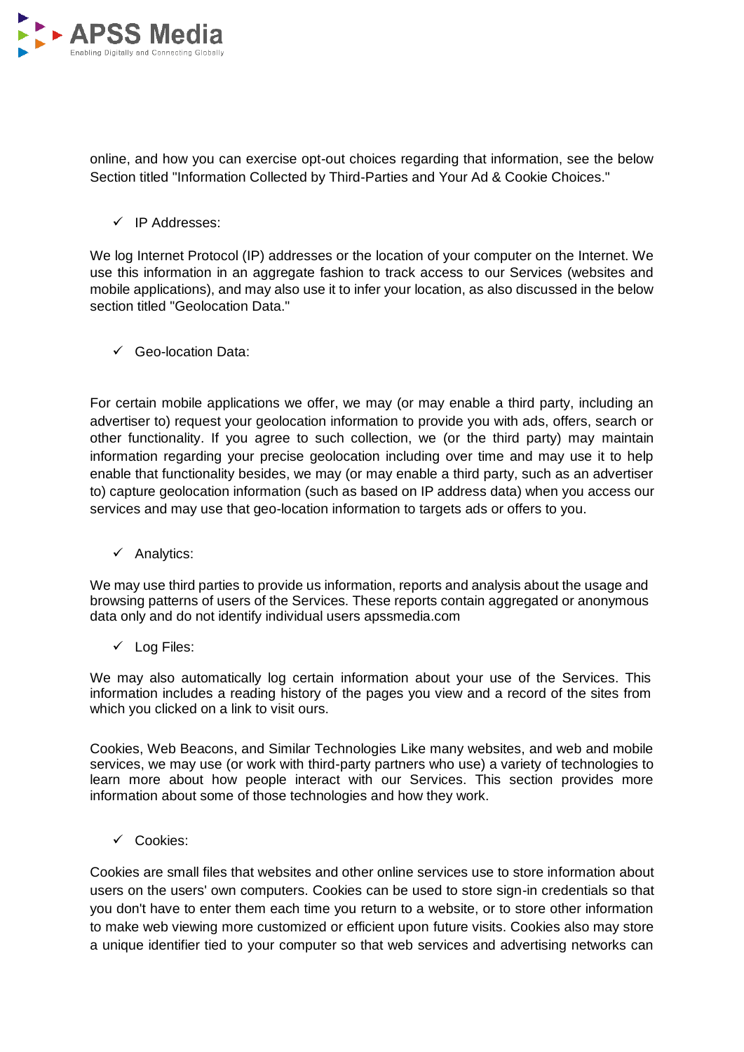online, and how you can exercise opt-out choices regarding that information, see the below Section titled "Information Collected by Third-Parties and Your Ad & Cookie Choices."

- ✓ IP Addresses:

We log Internet Protocol (IP) addresses or the location of your computer on the Internet. We use this information in an aggregate fashion to track access to our Services (websites and mobile applications), and may also use it to infer your location, as also discussed in the below section titled "Geolocation Data."

- ✓ Geo-location Data:

For certain mobile applications we offer, we may (or may enable a third party, including an advertiser to) request your geolocation information to provide you with ads, offers, search or other functionality. If you agree to such collection, we (or the third party) may maintain information regarding your precise geolocation including over time and may use it to help enable that functionality besides, we may (or may enable a third party, such as an advertiser to) capture geolocation information (such as based on IP address data) when you access our services and may use that geo-location information to targets ads or offers to you.

- ✓ Analytics:

We may use third parties to provide us information, reports and analysis about the usage and browsing patterns of users of the Services. These reports contain aggregated or anonymous data only and do not identify individual users apssmedia.com

- ✓ Log Files:

We may also automatically log certain information about your use of the Services. This information includes a reading history of the pages you view and a record of the sites from which you clicked on a link to visit ours.

Cookies, Web Beacons, and Similar Technologies Like many websites, and web and mobile services, we may use (or work with third-party partners who use) a variety of technologies to learn more about how people interact with our Services. This section provides more information about some of those technologies and how they work.

- ✓ Cookies:

Cookies are small files that websites and other online services use to store information about users on the users' own computers. Cookies can be used to store sign-in credentials so that you don't have to enter them each time you return to a website, or to store other information to make web viewing more customized or efficient upon future visits. Cookies also may store a unique identifier tied to your computer so that web services and advertising networks can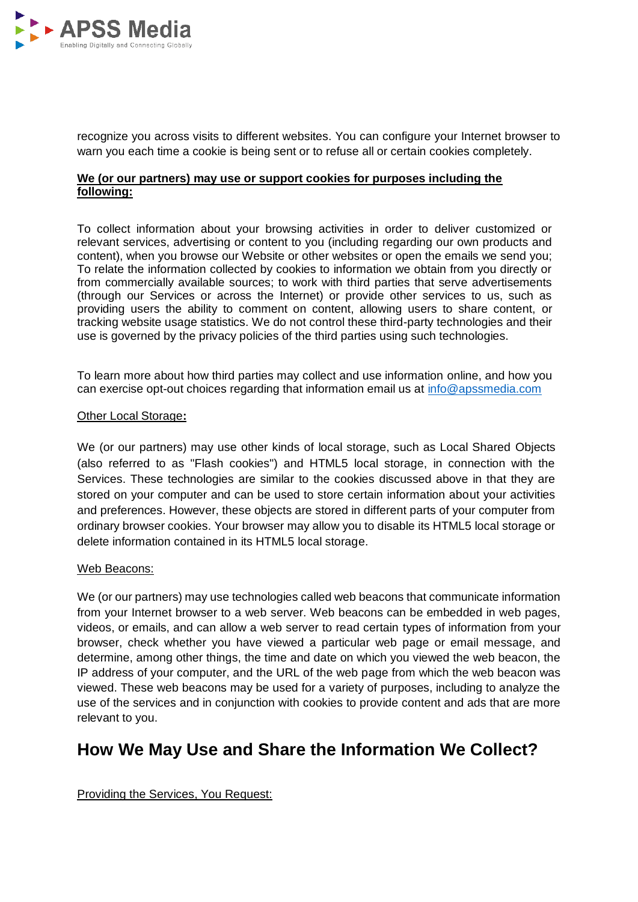recognize you across visits to different websites. You can configure your Internet browser to warn you each time a cookie is being sent or to refuse all or certain cookies completely.

**We (or our partners) may use or support cookies for purposes including the following:**

To collect information about your browsing activities in order to deliver customized or relevant services, advertising or content to you (including regarding our own products and content), when you browse our Website or other websites or open the emails we send you; To relate the information collected by cookies to information we obtain from you directly or from commercially available sources; to work with third parties that serve advertisements (through our Services or across the Internet) or provide other services to us, such as providing users the ability to comment on content, allowing users to share content, or tracking website usage statistics. We do not control these third-party technologies and their use is governed by the privacy policies of the third parties using such technologies.

To learn more about how third parties may collect and use information online, and how you can exercise opt-out choices regarding that information email us at info@apssmedia.com

Other Local Storage**:**

We (or our partners) may use other kinds of local storage, such as Local Shared Objects (also referred to as "Flash cookies") and HTML5 local storage, in connection with the Services. These technologies are similar to the cookies discussed above in that they are stored on your computer and can be used to store certain information about your activities and preferences. However, these objects are stored in different parts of your computer from ordinary browser cookies. Your browser may allow you to disable its HTML5 local storage or delete information contained in its HTML5 local storage.

Web Beacons:

We (or our partners) may use technologies called web beacons that communicate information from your Internet browser to a web server. Web beacons can be embedded in web pages, videos, or emails, and can allow a web server to read certain types of information from your browser, check whether you have viewed a particular web page or email message, and determine, among other things, the time and date on which you viewed the web beacon, the IP address of your computer, and the URL of the web page from which the web beacon was viewed. These web beacons may be used for a variety of purposes, including to analyze the use of the services and in conjunction with cookies to provide content and ads that are more relevant to you.

## How We May Use and Share the Information We Collect?

Providing the Services, You Request: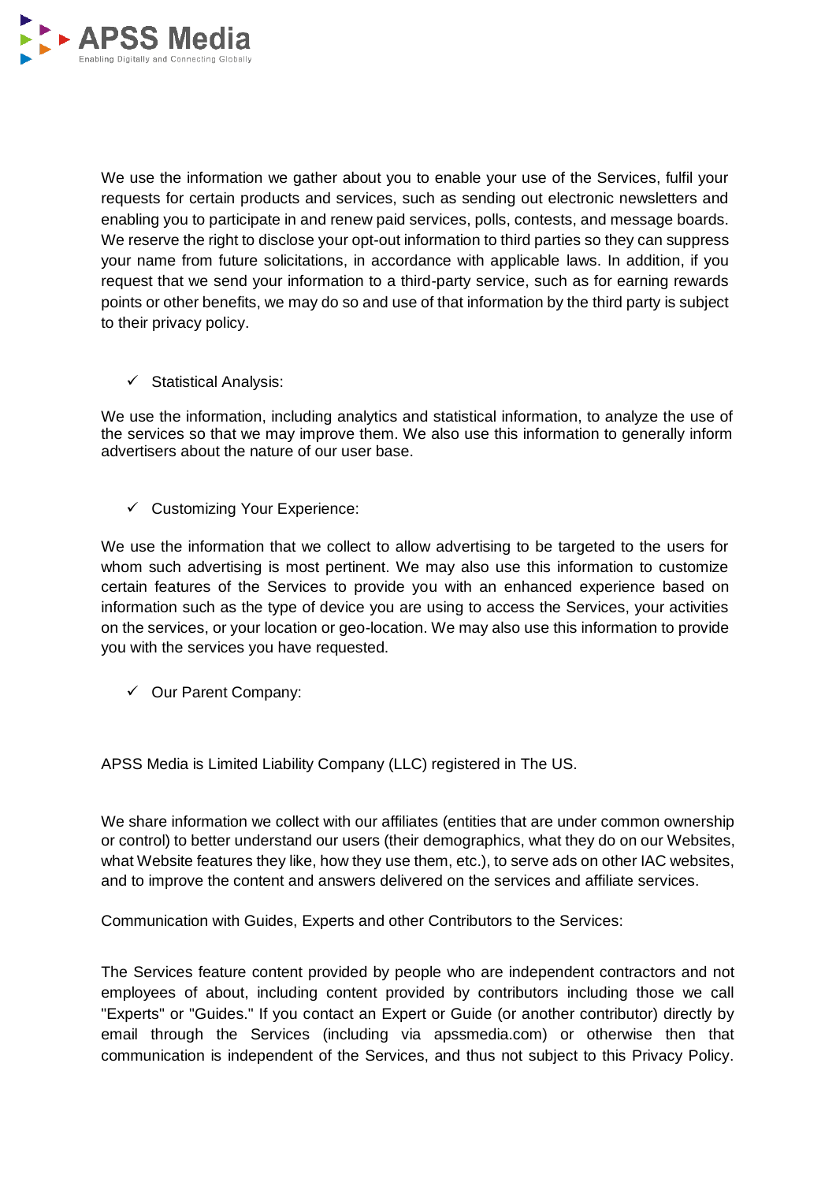We use the information we gather about you to enable your use of the Services, fulfil your requests for certain products and services, such as sending out electronic newsletters and enabling you to participate in and renew paid services, polls, contests, and message boards. We reserve the right to disclose your opt-out information to third parties so they can suppress your name from future solicitations, in accordance with applicable laws. In addition, if you request that we send your information to a third-party service, such as for earning rewards points or other benefits, we may do so and use of that information by the third party is subject to their privacy policy.

- ✓ Statistical Analysis:

We use the information, including analytics and statistical information, to analyze the use of the services so that we may improve them. We also use this information to generally inform advertisers about the nature of our user base.

- ✓ Customizing Your Experience:

We use the information that we collect to allow advertising to be targeted to the users for whom such advertising is most pertinent. We may also use this information to customize certain features of the Services to provide you with an enhanced experience based on information such as the type of device you are using to access the Services, your activities on the services, or your location or geo-location. We may also use this information to provide you with the services you have requested.

- ✓ Our Parent Company:

APSS Media is Limited Liability Company (LLC) registered in The US.

We share information we collect with our affiliates (entities that are under common ownership or control) to better understand our users (their demographics, what they do on our Websites, what Website features they like, how they use them, etc.), to serve ads on other IAC websites, and to improve the content and answers delivered on the services and affiliate services.

Communication with Guides, Experts and other Contributors to the Services:

The Services feature content provided by people who are independent contractors and not employees of about, including content provided by contributors including those we call "Experts" or "Guides." If you contact an Expert or Guide (or another contributor) directly by email through the Services (including via apssmedia.com) or otherwise then that communication is independent of the Services, and thus not subject to this Privacy Policy.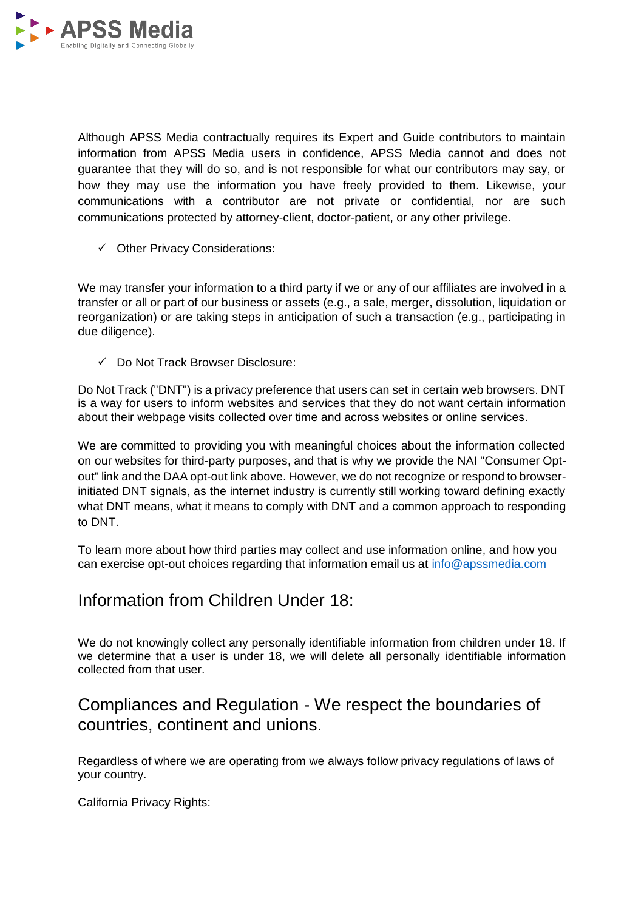Although APSS Media contractually requires its Expert and Guide contributors to maintain information from APSS Media users in confidence, APSS Media cannot and does not guarantee that they will do so, and is not responsible for what our contributors may say, or how they may use the information you have freely provided to them. Likewise, your communications with a contributor are not private or confidential, nor are such communications protected by attorney-client, doctor-patient, or any other privilege.

- ✓ Other Privacy Considerations:

We may transfer your information to a third party if we or any of our affiliates are involved in a transfer or all or part of our business or assets (e.g., a sale, merger, dissolution, liquidation or reorganization) or are taking steps in anticipation of such a transaction (e.g., participating in due diligence).

- ✓ Do Not Track Browser Disclosure:

Do Not Track ("DNT") is a privacy preference that users can set in certain web browsers. DNT is a way for users to inform websites and services that they do not want certain information about their webpage visits collected over time and across websites or online services.

We are committed to providing you with meaningful choices about the information collected on our websites for third-party purposes, and that is why we provide the NAI "Consumer Opt-out" link and the DAA opt-out link above. However, we do not recognize or respond to browser-initiated DNT signals, as the internet industry is currently still working toward defining exactly what DNT means, what it means to comply with DNT and a common approach to responding to DNT.

To learn more about how third parties may collect and use information online, and how you can exercise opt-out choices regarding that information email us at info@apssmedia.com

## Information from Children Under 18:

We do not knowingly collect any personally identifiable information from children under 18. If we determine that a user is under 18, we will delete all personally identifiable information collected from that user.

## Compliances and Regulation - We respect the boundaries of countries, continent and unions.

Regardless of where we are operating from we always follow privacy regulations of laws of your country.

California Privacy Rights: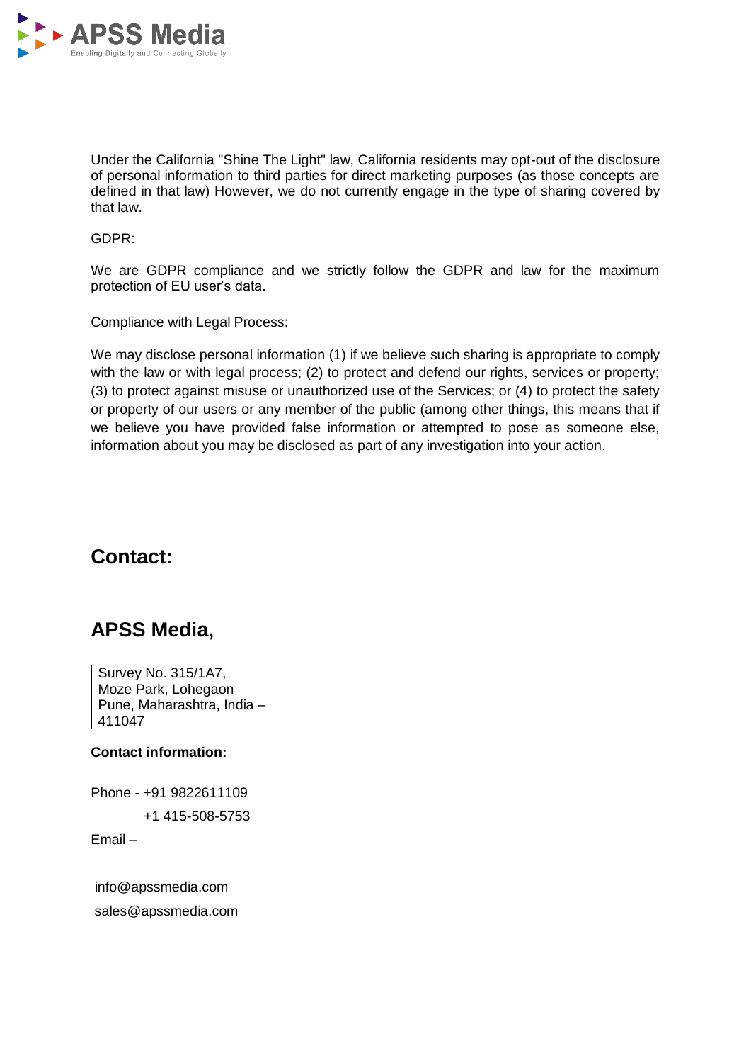Under the California "Shine The Light" law, California residents may opt-out of the disclosure of personal information to third parties for direct marketing purposes (as those concepts are defined in that law) However, we do not currently engage in the type of sharing covered by that law.

GDPR:

We are GDPR compliance and we strictly follow the GDPR and law for the maximum protection of EU user's data.

Compliance with Legal Process:

We may disclose personal information (1) if we believe such sharing is appropriate to comply with the law or with legal process; (2) to protect and defend our rights, services or property; (3) to protect against misuse or unauthorized use of the Services; or (4) to protect the safety or property of our users or any member of the public (among other things, this means that if we believe you have provided false information or attempted to pose as someone else, information about you may be disclosed as part of any investigation into your action.

## Contact:

## APSS Media,

Survey No. 315/1A7,
Moze Park, Lohegaon
Pune, Maharashtra, India –
411047

**Contact information:**

Phone - +91 9822611109

+1 415-508-5753

Email –

info@apssmedia.com

sales@apssmedia.com